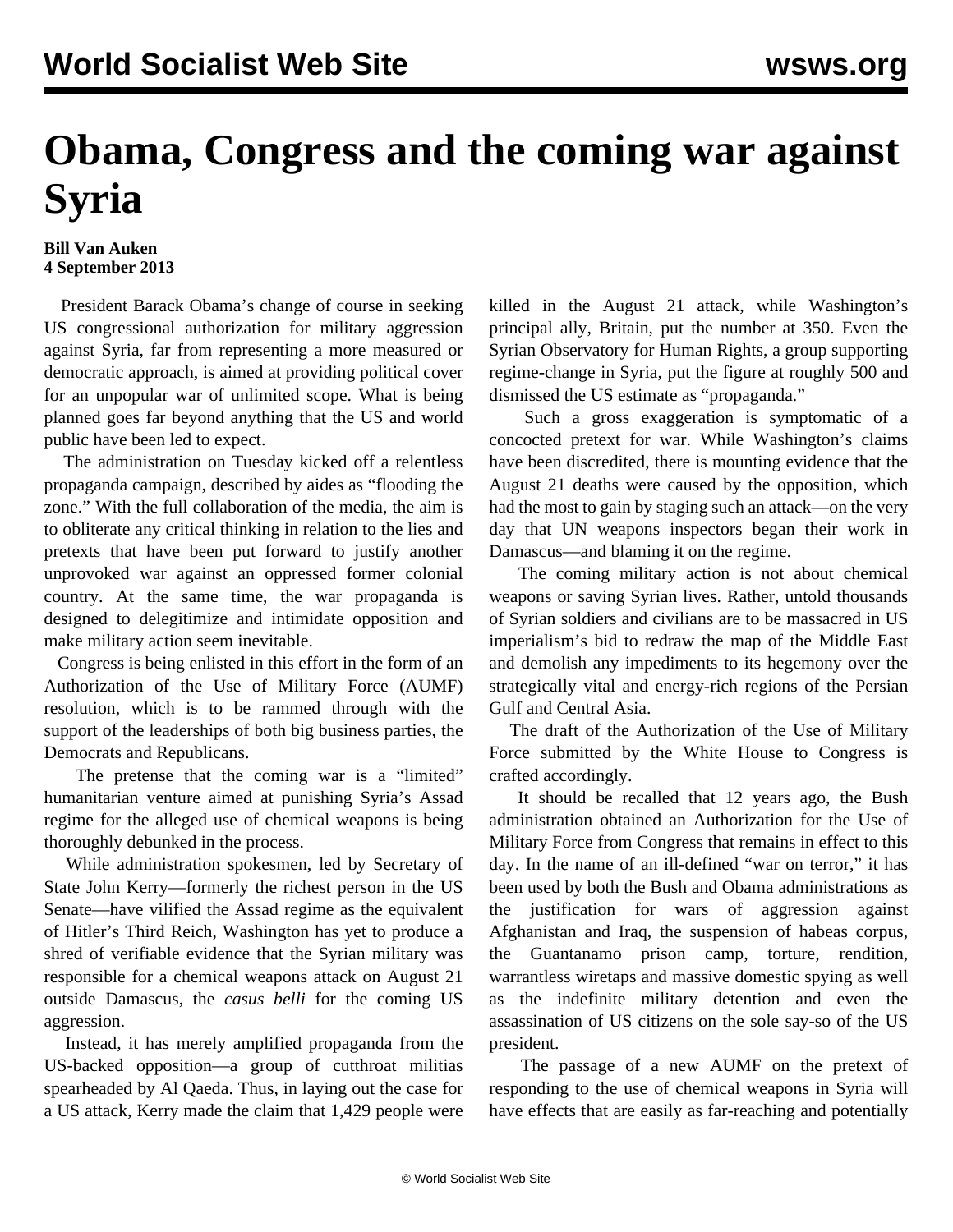# Obama, Congress and the coming war against Syria

**Bill Van Auken**
**4 September 2013**

President Barack Obama's change of course in seeking US congressional authorization for military aggression against Syria, far from representing a more measured or democratic approach, is aimed at providing political cover for an unpopular war of unlimited scope. What is being planned goes far beyond anything that the US and world public have been led to expect.

The administration on Tuesday kicked off a relentless propaganda campaign, described by aides as "flooding the zone." With the full collaboration of the media, the aim is to obliterate any critical thinking in relation to the lies and pretexts that have been put forward to justify another unprovoked war against an oppressed former colonial country. At the same time, the war propaganda is designed to delegitimize and intimidate opposition and make military action seem inevitable.

Congress is being enlisted in this effort in the form of an Authorization of the Use of Military Force (AUMF) resolution, which is to be rammed through with the support of the leaderships of both big business parties, the Democrats and Republicans.

The pretense that the coming war is a "limited" humanitarian venture aimed at punishing Syria's Assad regime for the alleged use of chemical weapons is being thoroughly debunked in the process.

While administration spokesmen, led by Secretary of State John Kerry—formerly the richest person in the US Senate—have vilified the Assad regime as the equivalent of Hitler's Third Reich, Washington has yet to produce a shred of verifiable evidence that the Syrian military was responsible for a chemical weapons attack on August 21 outside Damascus, the *casus belli* for the coming US aggression.

Instead, it has merely amplified propaganda from the US-backed opposition—a group of cutthroat militias spearheaded by Al Qaeda. Thus, in laying out the case for a US attack, Kerry made the claim that 1,429 people were killed in the August 21 attack, while Washington's principal ally, Britain, put the number at 350. Even the Syrian Observatory for Human Rights, a group supporting regime-change in Syria, put the figure at roughly 500 and dismissed the US estimate as "propaganda."

Such a gross exaggeration is symptomatic of a concocted pretext for war. While Washington's claims have been discredited, there is mounting evidence that the August 21 deaths were caused by the opposition, which had the most to gain by staging such an attack—on the very day that UN weapons inspectors began their work in Damascus—and blaming it on the regime.

The coming military action is not about chemical weapons or saving Syrian lives. Rather, untold thousands of Syrian soldiers and civilians are to be massacred in US imperialism's bid to redraw the map of the Middle East and demolish any impediments to its hegemony over the strategically vital and energy-rich regions of the Persian Gulf and Central Asia.

The draft of the Authorization of the Use of Military Force submitted by the White House to Congress is crafted accordingly.

It should be recalled that 12 years ago, the Bush administration obtained an Authorization for the Use of Military Force from Congress that remains in effect to this day. In the name of an ill-defined "war on terror," it has been used by both the Bush and Obama administrations as the justification for wars of aggression against Afghanistan and Iraq, the suspension of habeas corpus, the Guantanamo prison camp, torture, rendition, warrantless wiretaps and massive domestic spying as well as the indefinite military detention and even the assassination of US citizens on the sole say-so of the US president.

The passage of a new AUMF on the pretext of responding to the use of chemical weapons in Syria will have effects that are easily as far-reaching and potentially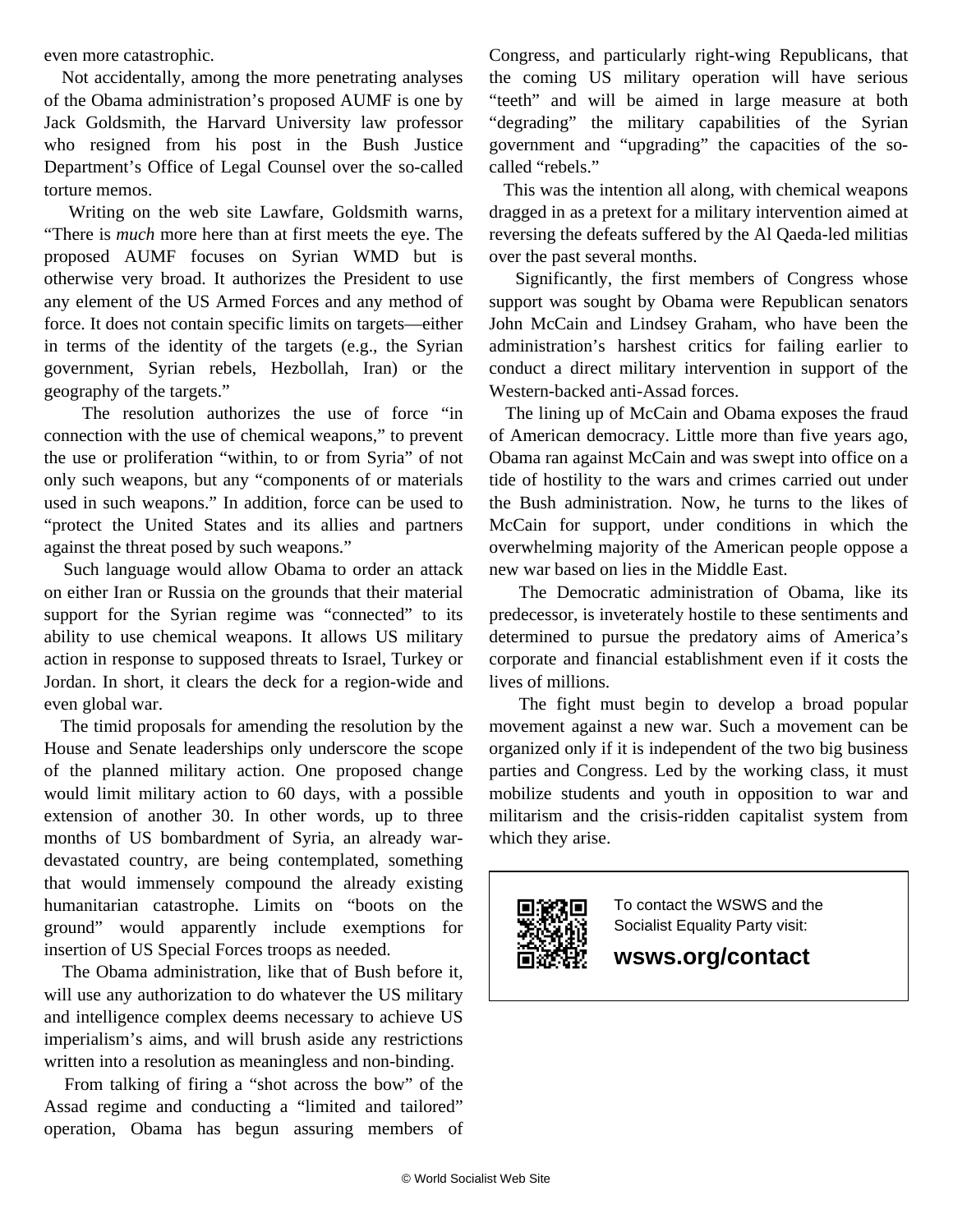even more catastrophic.

Not accidentally, among the more penetrating analyses of the Obama administration's proposed AUMF is one by Jack Goldsmith, the Harvard University law professor who resigned from his post in the Bush Justice Department's Office of Legal Counsel over the so-called torture memos.

Writing on the web site Lawfare, Goldsmith warns, "There is *much* more here than at first meets the eye. The proposed AUMF focuses on Syrian WMD but is otherwise very broad. It authorizes the President to use any element of the US Armed Forces and any method of force. It does not contain specific limits on targets—either in terms of the identity of the targets (e.g., the Syrian government, Syrian rebels, Hezbollah, Iran) or the geography of the targets."

The resolution authorizes the use of force "in connection with the use of chemical weapons," to prevent the use or proliferation "within, to or from Syria" of not only such weapons, but any "components of or materials used in such weapons." In addition, force can be used to "protect the United States and its allies and partners against the threat posed by such weapons."

Such language would allow Obama to order an attack on either Iran or Russia on the grounds that their material support for the Syrian regime was "connected" to its ability to use chemical weapons. It allows US military action in response to supposed threats to Israel, Turkey or Jordan. In short, it clears the deck for a region-wide and even global war.

The timid proposals for amending the resolution by the House and Senate leaderships only underscore the scope of the planned military action. One proposed change would limit military action to 60 days, with a possible extension of another 30. In other words, up to three months of US bombardment of Syria, an already war-devastated country, are being contemplated, something that would immensely compound the already existing humanitarian catastrophe. Limits on "boots on the ground" would apparently include exemptions for insertion of US Special Forces troops as needed.

The Obama administration, like that of Bush before it, will use any authorization to do whatever the US military and intelligence complex deems necessary to achieve US imperialism's aims, and will brush aside any restrictions written into a resolution as meaningless and non-binding.

From talking of firing a "shot across the bow" of the Assad regime and conducting a "limited and tailored" operation, Obama has begun assuring members of Congress, and particularly right-wing Republicans, that the coming US military operation will have serious "teeth" and will be aimed in large measure at both "degrading" the military capabilities of the Syrian government and "upgrading" the capacities of the so-called "rebels."

This was the intention all along, with chemical weapons dragged in as a pretext for a military intervention aimed at reversing the defeats suffered by the Al Qaeda-led militias over the past several months.

Significantly, the first members of Congress whose support was sought by Obama were Republican senators John McCain and Lindsey Graham, who have been the administration's harshest critics for failing earlier to conduct a direct military intervention in support of the Western-backed anti-Assad forces.

The lining up of McCain and Obama exposes the fraud of American democracy. Little more than five years ago, Obama ran against McCain and was swept into office on a tide of hostility to the wars and crimes carried out under the Bush administration. Now, he turns to the likes of McCain for support, under conditions in which the overwhelming majority of the American people oppose a new war based on lies in the Middle East.

The Democratic administration of Obama, like its predecessor, is inveterately hostile to these sentiments and determined to pursue the predatory aims of America's corporate and financial establishment even if it costs the lives of millions.

The fight must begin to develop a broad popular movement against a new war. Such a movement can be organized only if it is independent of the two big business parties and Congress. Led by the working class, it must mobilize students and youth in opposition to war and militarism and the crisis-ridden capitalist system from which they arise.

To contact the WSWS and the Socialist Equality Party visit:

**wsws.org/contact**